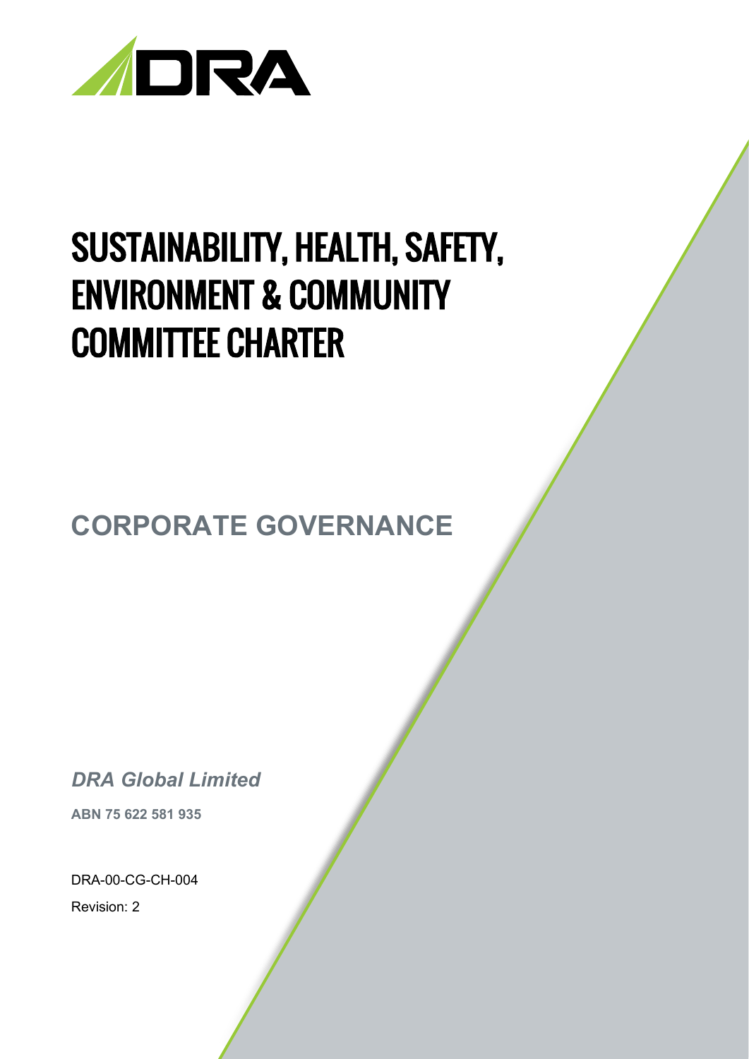# SUSTAINABILITY, HEALTH, SAFETY, ENVIRONMENT & COMMUNITY COMMITTEE CHARTER

## CORPORATE GOVERNANCE

***DRA Global Limited***

**ABN 75 622 581 935**

DRA-00-CG-CH-004

Revision: 2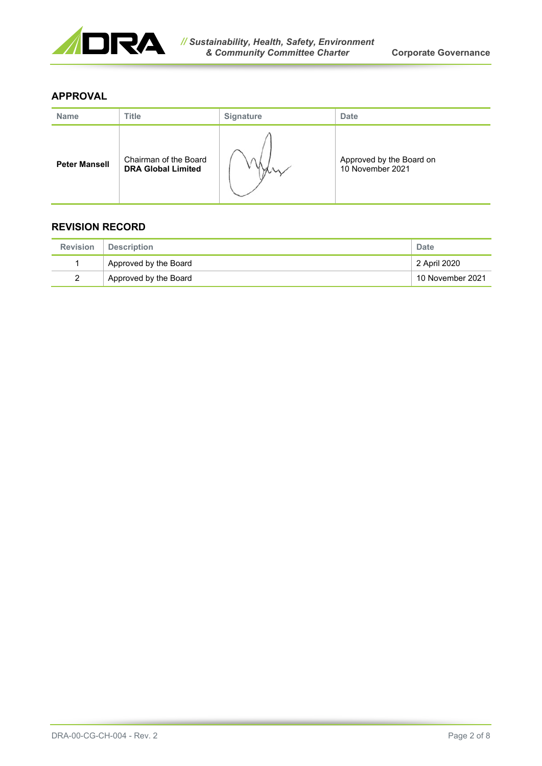## APPROVAL

| Name | Title | Signature | Date |
|---|---|---|---|
| **Peter Mansell** | Chairman of the Board **DRA Global Limited** | | Approved by the Board on 10 November 2021 |

## REVISION RECORD

| Revision | Description | Date |
|---|---|---|
| 1 | Approved by the Board | 2 April 2020 |
| 2 | Approved by the Board | 10 November 2021 |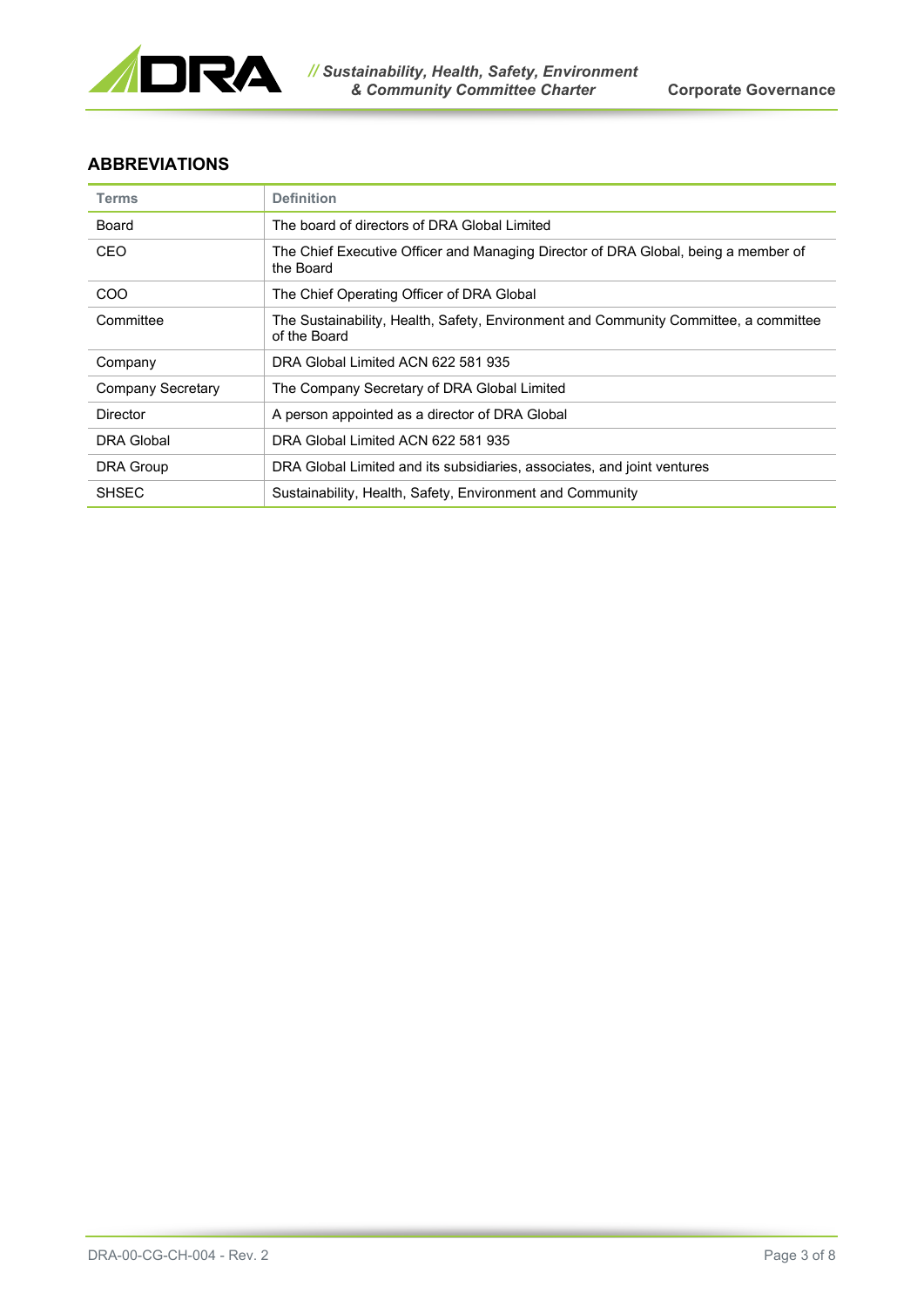## ABBREVIATIONS

| Terms | Definition |
|---|---|
| Board | The board of directors of DRA Global Limited |
| CEO | The Chief Executive Officer and Managing Director of DRA Global, being a member of the Board |
| COO | The Chief Operating Officer of DRA Global |
| Committee | The Sustainability, Health, Safety, Environment and Community Committee, a committee of the Board |
| Company | DRA Global Limited ACN 622 581 935 |
| Company Secretary | The Company Secretary of DRA Global Limited |
| Director | A person appointed as a director of DRA Global |
| DRA Global | DRA Global Limited ACN 622 581 935 |
| DRA Group | DRA Global Limited and its subsidiaries, associates, and joint ventures |
| SHSEC | Sustainability, Health, Safety, Environment and Community |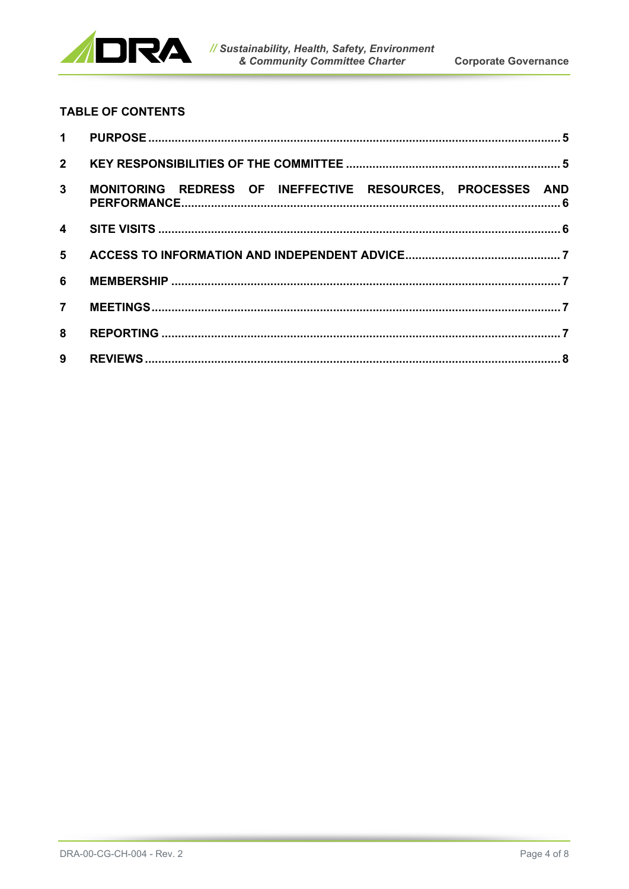## TABLE OF CONTENTS

| | | |
|---|---|---|
| 1 | PURPOSE | 5 |
| 2 | KEY RESPONSIBILITIES OF THE COMMITTEE | 5 |
| 3 | MONITORING REDRESS OF INEFFECTIVE RESOURCES, PROCESSES AND PERFORMANCE | 6 |
| 4 | SITE VISITS | 6 |
| 5 | ACCESS TO INFORMATION AND INDEPENDENT ADVICE | 7 |
| 6 | MEMBERSHIP | 7 |
| 7 | MEETINGS | 7 |
| 8 | REPORTING | 7 |
| 9 | REVIEWS | 8 |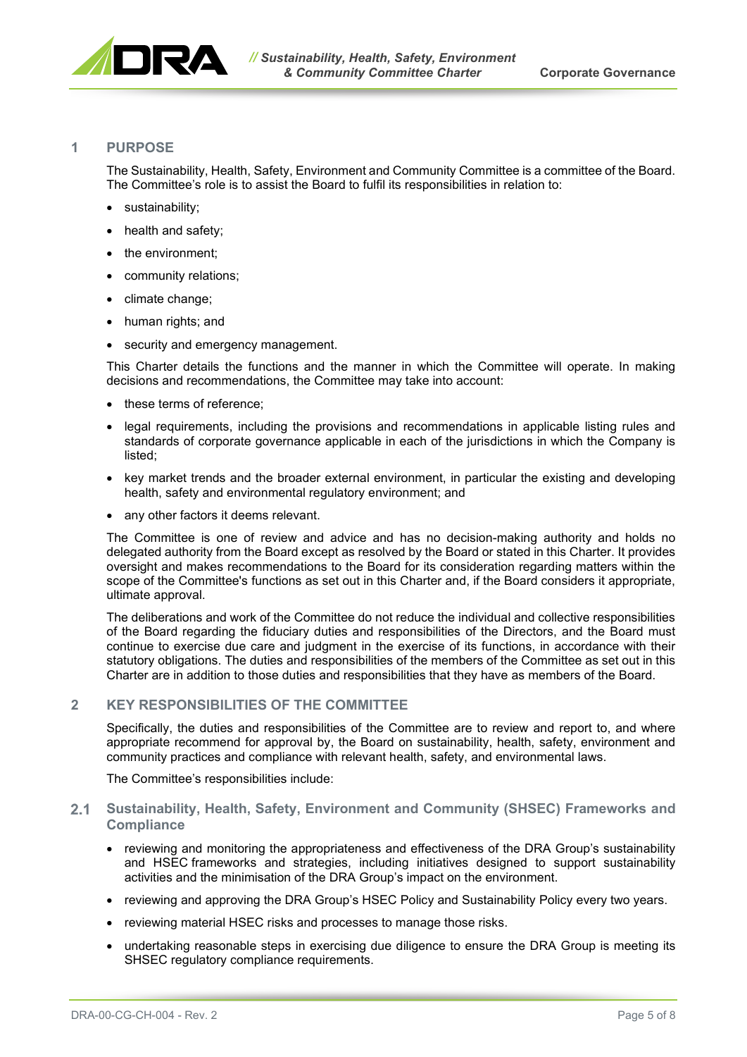## 1 PURPOSE

The Sustainability, Health, Safety, Environment and Community Committee is a committee of the Board. The Committee's role is to assist the Board to fulfil its responsibilities in relation to:

- sustainability;
- health and safety;
- the environment;
- community relations;
- climate change;
- human rights; and
- security and emergency management.

This Charter details the functions and the manner in which the Committee will operate. In making decisions and recommendations, the Committee may take into account:

- these terms of reference;
- legal requirements, including the provisions and recommendations in applicable listing rules and standards of corporate governance applicable in each of the jurisdictions in which the Company is listed;
- key market trends and the broader external environment, in particular the existing and developing health, safety and environmental regulatory environment; and
- any other factors it deems relevant.

The Committee is one of review and advice and has no decision-making authority and holds no delegated authority from the Board except as resolved by the Board or stated in this Charter. It provides oversight and makes recommendations to the Board for its consideration regarding matters within the scope of the Committee's functions as set out in this Charter and, if the Board considers it appropriate, ultimate approval.

The deliberations and work of the Committee do not reduce the individual and collective responsibilities of the Board regarding the fiduciary duties and responsibilities of the Directors, and the Board must continue to exercise due care and judgment in the exercise of its functions, in accordance with their statutory obligations. The duties and responsibilities of the members of the Committee as set out in this Charter are in addition to those duties and responsibilities that they have as members of the Board.

## 2 KEY RESPONSIBILITIES OF THE COMMITTEE

Specifically, the duties and responsibilities of the Committee are to review and report to, and where appropriate recommend for approval by, the Board on sustainability, health, safety, environment and community practices and compliance with relevant health, safety, and environmental laws.

The Committee's responsibilities include:

### 2.1 Sustainability, Health, Safety, Environment and Community (SHSEC) Frameworks and Compliance

- reviewing and monitoring the appropriateness and effectiveness of the DRA Group's sustainability and HSEC frameworks and strategies, including initiatives designed to support sustainability activities and the minimisation of the DRA Group's impact on the environment.
- reviewing and approving the DRA Group's HSEC Policy and Sustainability Policy every two years.
- reviewing material HSEC risks and processes to manage those risks.
- undertaking reasonable steps in exercising due diligence to ensure the DRA Group is meeting its SHSEC regulatory compliance requirements.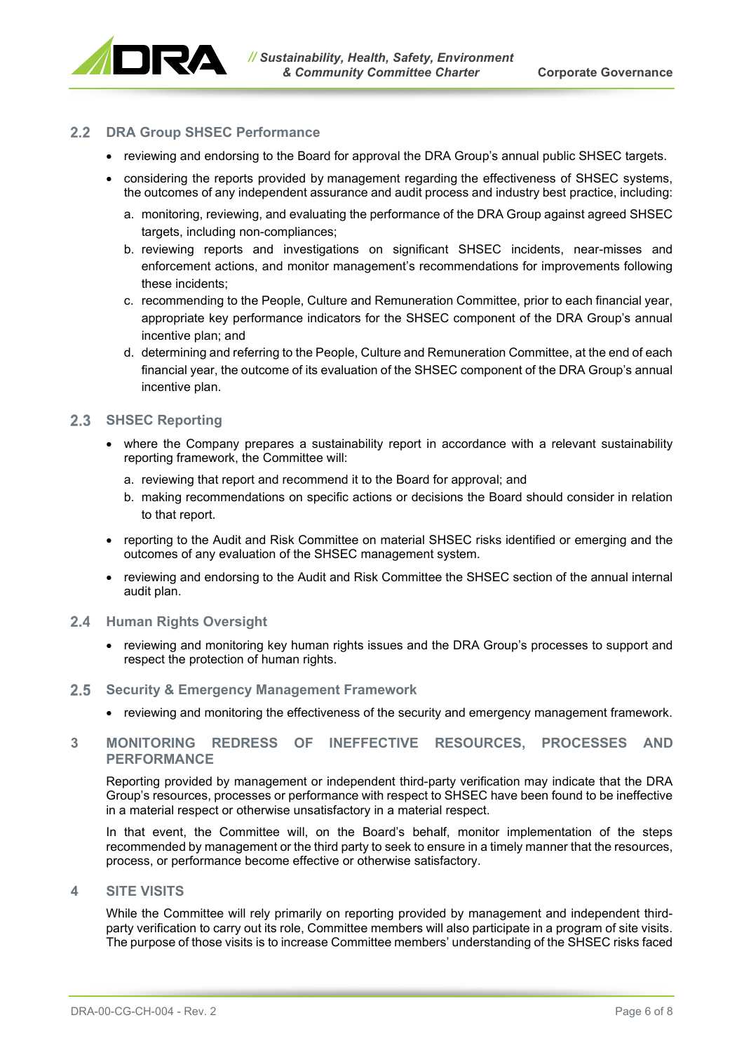### 2.2 DRA Group SHSEC Performance

- reviewing and endorsing to the Board for approval the DRA Group's annual public SHSEC targets.
- considering the reports provided by management regarding the effectiveness of SHSEC systems, the outcomes of any independent assurance and audit process and industry best practice, including:
  a. monitoring, reviewing, and evaluating the performance of the DRA Group against agreed SHSEC targets, including non-compliances;
  b. reviewing reports and investigations on significant SHSEC incidents, near-misses and enforcement actions, and monitor management's recommendations for improvements following these incidents;
  c. recommending to the People, Culture and Remuneration Committee, prior to each financial year, appropriate key performance indicators for the SHSEC component of the DRA Group's annual incentive plan; and
  d. determining and referring to the People, Culture and Remuneration Committee, at the end of each financial year, the outcome of its evaluation of the SHSEC component of the DRA Group's annual incentive plan.

### 2.3 SHSEC Reporting

- where the Company prepares a sustainability report in accordance with a relevant sustainability reporting framework, the Committee will:
  a. reviewing that report and recommend it to the Board for approval; and
  b. making recommendations on specific actions or decisions the Board should consider in relation to that report.
- reporting to the Audit and Risk Committee on material SHSEC risks identified or emerging and the outcomes of any evaluation of the SHSEC management system.
- reviewing and endorsing to the Audit and Risk Committee the SHSEC section of the annual internal audit plan.

### 2.4 Human Rights Oversight

- reviewing and monitoring key human rights issues and the DRA Group's processes to support and respect the protection of human rights.

### 2.5 Security & Emergency Management Framework

- reviewing and monitoring the effectiveness of the security and emergency management framework.

## 3 MONITORING REDRESS OF INEFFECTIVE RESOURCES, PROCESSES AND PERFORMANCE

Reporting provided by management or independent third-party verification may indicate that the DRA Group's resources, processes or performance with respect to SHSEC have been found to be ineffective in a material respect or otherwise unsatisfactory in a material respect.

In that event, the Committee will, on the Board's behalf, monitor implementation of the steps recommended by management or the third party to seek to ensure in a timely manner that the resources, process, or performance become effective or otherwise satisfactory.

## 4 SITE VISITS

While the Committee will rely primarily on reporting provided by management and independent third-party verification to carry out its role, Committee members will also participate in a program of site visits. The purpose of those visits is to increase Committee members' understanding of the SHSEC risks faced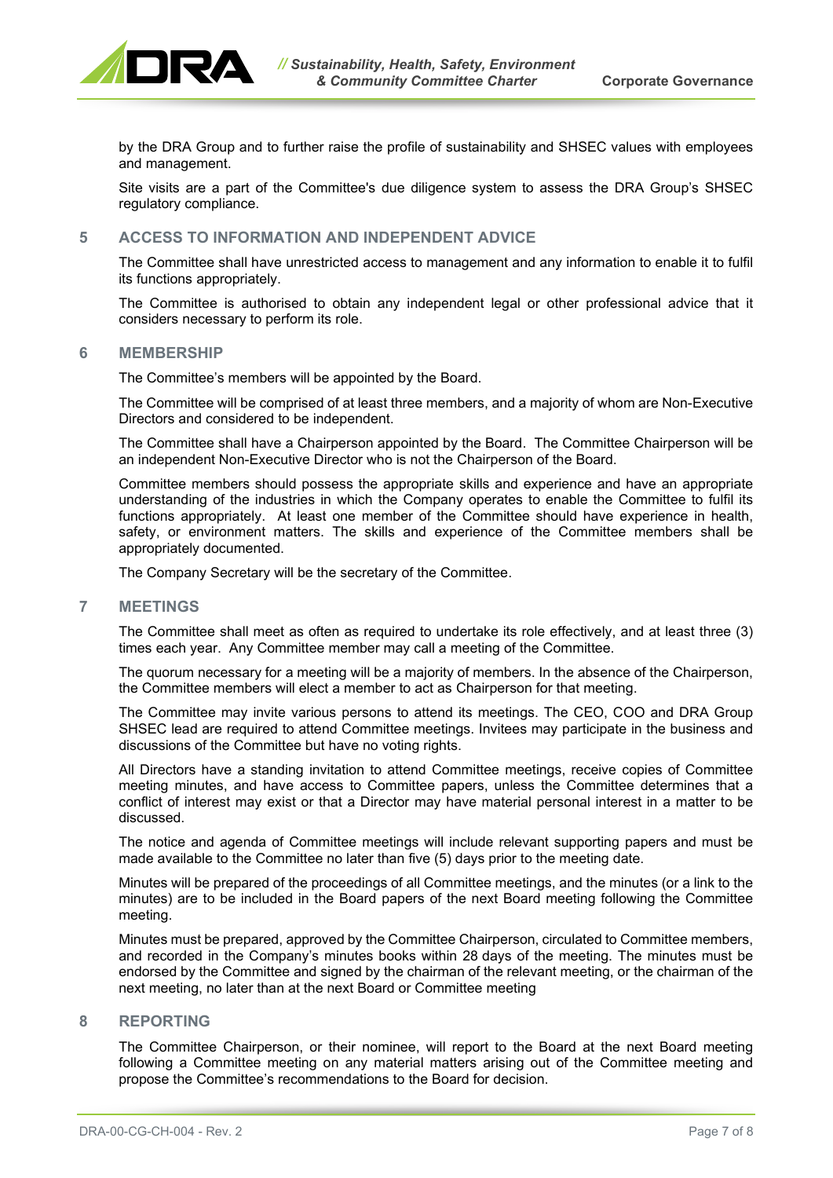by the DRA Group and to further raise the profile of sustainability and SHSEC values with employees and management.

Site visits are a part of the Committee's due diligence system to assess the DRA Group's SHSEC regulatory compliance.

## 5 ACCESS TO INFORMATION AND INDEPENDENT ADVICE

The Committee shall have unrestricted access to management and any information to enable it to fulfil its functions appropriately.

The Committee is authorised to obtain any independent legal or other professional advice that it considers necessary to perform its role.

## 6 MEMBERSHIP

The Committee's members will be appointed by the Board.

The Committee will be comprised of at least three members, and a majority of whom are Non-Executive Directors and considered to be independent.

The Committee shall have a Chairperson appointed by the Board. The Committee Chairperson will be an independent Non-Executive Director who is not the Chairperson of the Board.

Committee members should possess the appropriate skills and experience and have an appropriate understanding of the industries in which the Company operates to enable the Committee to fulfil its functions appropriately. At least one member of the Committee should have experience in health, safety, or environment matters. The skills and experience of the Committee members shall be appropriately documented.

The Company Secretary will be the secretary of the Committee.

## 7 MEETINGS

The Committee shall meet as often as required to undertake its role effectively, and at least three (3) times each year. Any Committee member may call a meeting of the Committee.

The quorum necessary for a meeting will be a majority of members. In the absence of the Chairperson, the Committee members will elect a member to act as Chairperson for that meeting.

The Committee may invite various persons to attend its meetings. The CEO, COO and DRA Group SHSEC lead are required to attend Committee meetings. Invitees may participate in the business and discussions of the Committee but have no voting rights.

All Directors have a standing invitation to attend Committee meetings, receive copies of Committee meeting minutes, and have access to Committee papers, unless the Committee determines that a conflict of interest may exist or that a Director may have material personal interest in a matter to be discussed.

The notice and agenda of Committee meetings will include relevant supporting papers and must be made available to the Committee no later than five (5) days prior to the meeting date.

Minutes will be prepared of the proceedings of all Committee meetings, and the minutes (or a link to the minutes) are to be included in the Board papers of the next Board meeting following the Committee meeting.

Minutes must be prepared, approved by the Committee Chairperson, circulated to Committee members, and recorded in the Company's minutes books within 28 days of the meeting. The minutes must be endorsed by the Committee and signed by the chairman of the relevant meeting, or the chairman of the next meeting, no later than at the next Board or Committee meeting

## 8 REPORTING

The Committee Chairperson, or their nominee, will report to the Board at the next Board meeting following a Committee meeting on any material matters arising out of the Committee meeting and propose the Committee's recommendations to the Board for decision.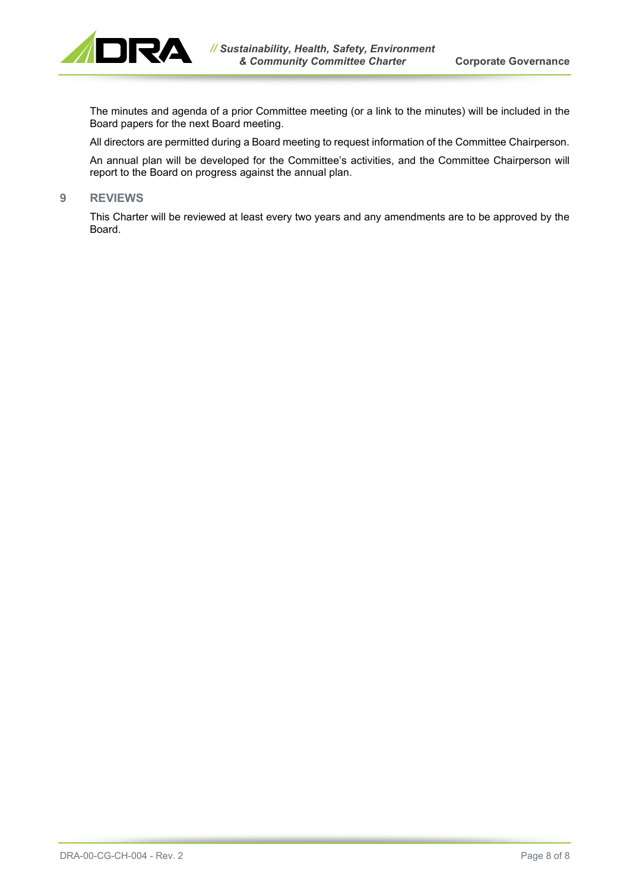The minutes and agenda of a prior Committee meeting (or a link to the minutes) will be included in the Board papers for the next Board meeting.

All directors are permitted during a Board meeting to request information of the Committee Chairperson.

An annual plan will be developed for the Committee's activities, and the Committee Chairperson will report to the Board on progress against the annual plan.

## 9 REVIEWS

This Charter will be reviewed at least every two years and any amendments are to be approved by the Board.